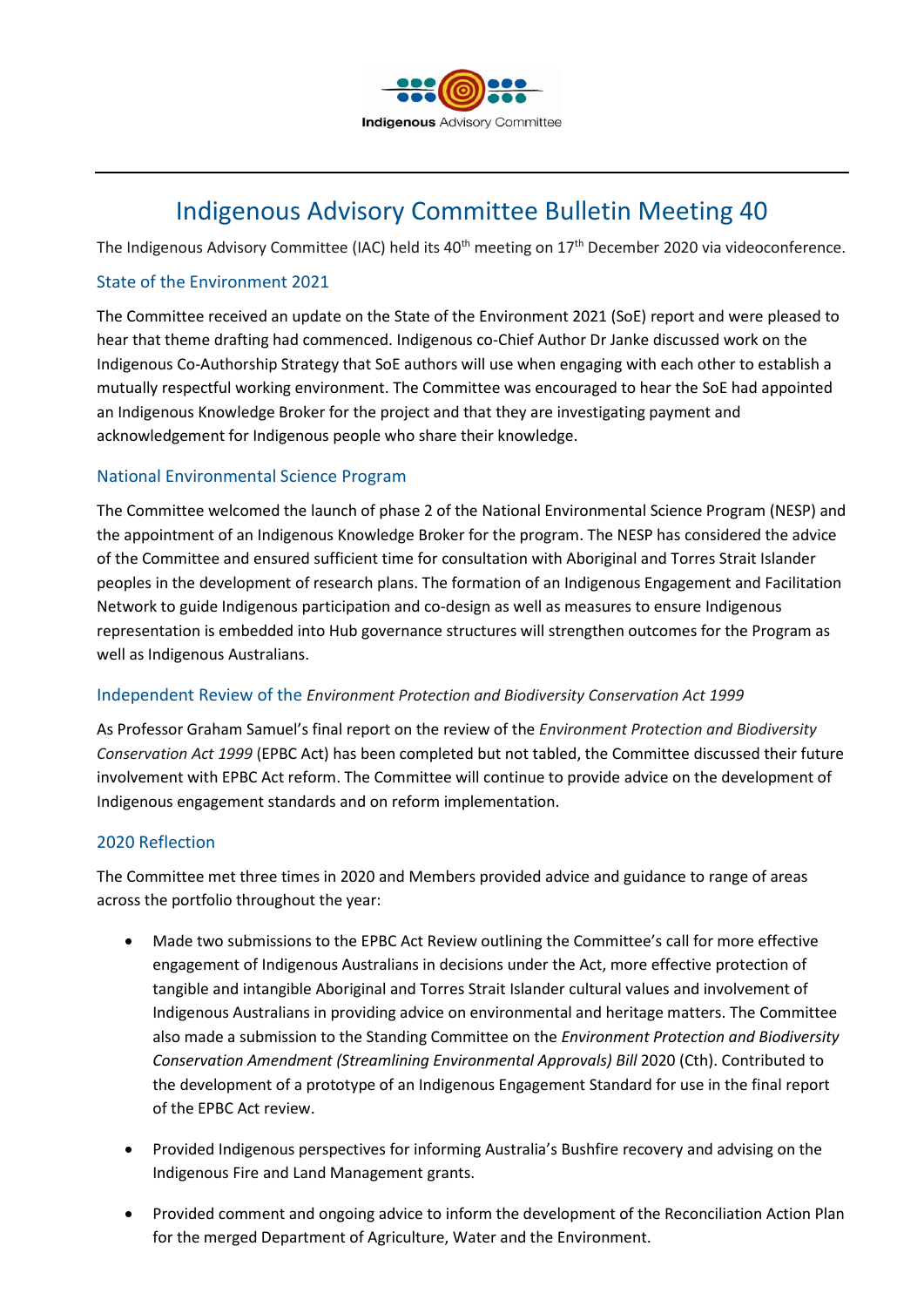Indigenous Advisory Committee

# Indigenous Advisory Committee Bulletin Meeting 40

The Indigenous Advisory Committee (IAC) held its 40th meeting on 17th December 2020 via videoconference.

## State of the Environment 2021

The Committee received an update on the State of the Environment 2021 (SoE) report and were pleased to hear that theme drafting had commenced. Indigenous co-Chief Author Dr Janke discussed work on the Indigenous Co-Authorship Strategy that SoE authors will use when engaging with each other to establish a mutually respectful working environment. The Committee was encouraged to hear the SoE had appointed an Indigenous Knowledge Broker for the project and that they are investigating payment and acknowledgement for Indigenous people who share their knowledge.

## National Environmental Science Program

The Committee welcomed the launch of phase 2 of the National Environmental Science Program (NESP) and the appointment of an Indigenous Knowledge Broker for the program. The NESP has considered the advice of the Committee and ensured sufficient time for consultation with Aboriginal and Torres Strait Islander peoples in the development of research plans. The formation of an Indigenous Engagement and Facilitation Network to guide Indigenous participation and co-design as well as measures to ensure Indigenous representation is embedded into Hub governance structures will strengthen outcomes for the Program as well as Indigenous Australians.

## Independent Review of the *Environment Protection and Biodiversity Conservation Act 1999*

As Professor Graham Samuel's final report on the review of the *Environment Protection and Biodiversity Conservation Act 1999* (EPBC Act) has been completed but not tabled, the Committee discussed their future involvement with EPBC Act reform. The Committee will continue to provide advice on the development of Indigenous engagement standards and on reform implementation.

## 2020 Reflection

The Committee met three times in 2020 and Members provided advice and guidance to range of areas across the portfolio throughout the year:

- Made two submissions to the EPBC Act Review outlining the Committee's call for more effective engagement of Indigenous Australians in decisions under the Act, more effective protection of tangible and intangible Aboriginal and Torres Strait Islander cultural values and involvement of Indigenous Australians in providing advice on environmental and heritage matters. The Committee also made a submission to the Standing Committee on the *Environment Protection and Biodiversity Conservation Amendment (Streamlining Environmental Approvals) Bill* 2020 (Cth). Contributed to the development of a prototype of an Indigenous Engagement Standard for use in the final report of the EPBC Act review.
- Provided Indigenous perspectives for informing Australia's Bushfire recovery and advising on the Indigenous Fire and Land Management grants.
- Provided comment and ongoing advice to inform the development of the Reconciliation Action Plan for the merged Department of Agriculture, Water and the Environment.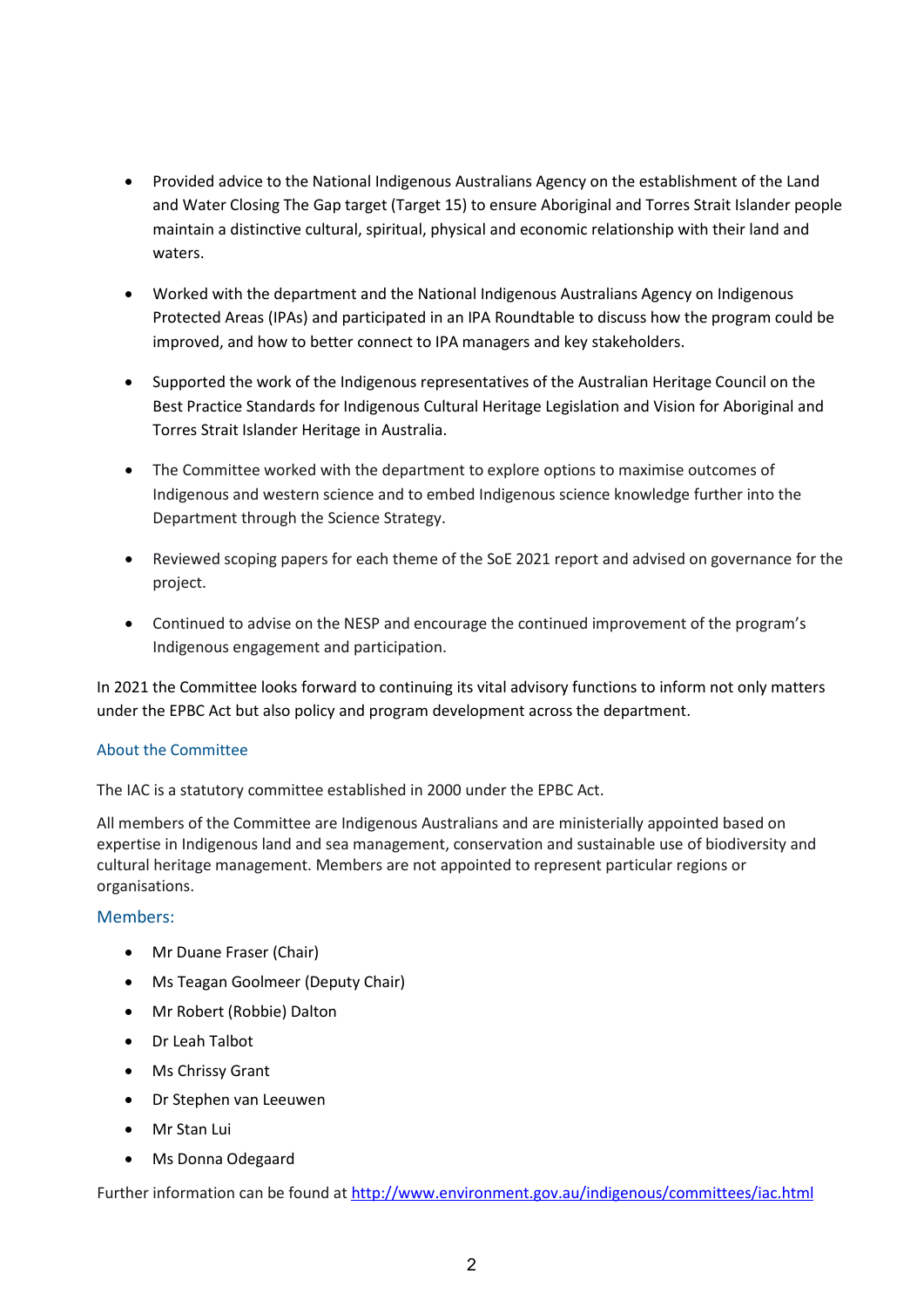- Provided advice to the National Indigenous Australians Agency on the establishment of the Land and Water Closing The Gap target (Target 15) to ensure Aboriginal and Torres Strait Islander people maintain a distinctive cultural, spiritual, physical and economic relationship with their land and waters.

- Worked with the department and the National Indigenous Australians Agency on Indigenous Protected Areas (IPAs) and participated in an IPA Roundtable to discuss how the program could be improved, and how to better connect to IPA managers and key stakeholders.

- Supported the work of the Indigenous representatives of the Australian Heritage Council on the Best Practice Standards for Indigenous Cultural Heritage Legislation and Vision for Aboriginal and Torres Strait Islander Heritage in Australia.

- The Committee worked with the department to explore options to maximise outcomes of Indigenous and western science and to embed Indigenous science knowledge further into the Department through the Science Strategy.

- Reviewed scoping papers for each theme of the SoE 2021 report and advised on governance for the project.

- Continued to advise on the NESP and encourage the continued improvement of the program's Indigenous engagement and participation.

In 2021 the Committee looks forward to continuing its vital advisory functions to inform not only matters under the EPBC Act but also policy and program development across the department.

## About the Committee

The IAC is a statutory committee established in 2000 under the EPBC Act.

All members of the Committee are Indigenous Australians and are ministerially appointed based on expertise in Indigenous land and sea management, conservation and sustainable use of biodiversity and cultural heritage management. Members are not appointed to represent particular regions or organisations.

## Members:

- Mr Duane Fraser (Chair)
- Ms Teagan Goolmeer (Deputy Chair)
- Mr Robert (Robbie) Dalton
- Dr Leah Talbot
- Ms Chrissy Grant
- Dr Stephen van Leeuwen
- Mr Stan Lui
- Ms Donna Odegaard

Further information can be found at http://www.environment.gov.au/indigenous/committees/iac.html